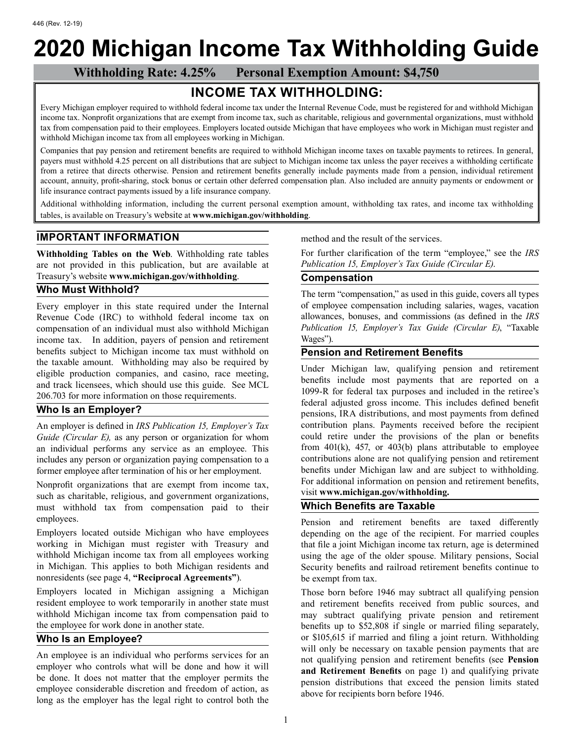446 (Rev. 12-19)

# 2020 Michigan Income Tax Withholding Guide

**Withholding Rate: 4.25%  Personal Exemption Amount: $4,750**

## INCOME TAX WITHHOLDING:

Every Michigan employer required to withhold federal income tax under the Internal Revenue Code, must be registered for and withhold Michigan income tax. Nonprofit organizations that are exempt from income tax, such as charitable, religious and governmental organizations, must withhold tax from compensation paid to their employees. Employers located outside Michigan that have employees who work in Michigan must register and withhold Michigan income tax from all employees working in Michigan.

Companies that pay pension and retirement benefits are required to withhold Michigan income taxes on taxable payments to retirees. In general, payers must withhold 4.25 percent on all distributions that are subject to Michigan income tax unless the payer receives a withholding certificate from a retiree that directs otherwise. Pension and retirement benefits generally include payments made from a pension, individual retirement account, annuity, profit-sharing, stock bonus or certain other deferred compensation plan. Also included are annuity payments or endowment or life insurance contract payments issued by a life insurance company.

Additional withholding information, including the current personal exemption amount, withholding tax rates, and income tax withholding tables, is available on Treasury's website at **www.michigan.gov/withholding**.

## IMPORTANT INFORMATION

**Withholding Tables on the Web**. Withholding rate tables are not provided in this publication, but are available at Treasury's website **www.michigan.gov/withholding**.

### Who Must Withhold?

Every employer in this state required under the Internal Revenue Code (IRC) to withhold federal income tax on compensation of an individual must also withhold Michigan income tax. In addition, payers of pension and retirement benefits subject to Michigan income tax must withhold on the taxable amount. Withholding may also be required by eligible production companies, and casino, race meeting, and track licensees, which should use this guide. See MCL 206.703 for more information on those requirements.

### Who Is an Employer?

An employer is defined in *IRS Publication 15, Employer's Tax Guide (Circular E),* as any person or organization for whom an individual performs any service as an employee. This includes any person or organization paying compensation to a former employee after termination of his or her employment.

Nonprofit organizations that are exempt from income tax, such as charitable, religious, and government organizations, must withhold tax from compensation paid to their employees.

Employers located outside Michigan who have employees working in Michigan must register with Treasury and withhold Michigan income tax from all employees working in Michigan. This applies to both Michigan residents and nonresidents (see page 4, **"Reciprocal Agreements"**).

Employers located in Michigan assigning a Michigan resident employee to work temporarily in another state must withhold Michigan income tax from compensation paid to the employee for work done in another state.

### Who Is an Employee?

An employee is an individual who performs services for an employer who controls what will be done and how it will be done. It does not matter that the employer permits the employee considerable discretion and freedom of action, as long as the employer has the legal right to control both the method and the result of the services.

For further clarification of the term "employee," see the *IRS Publication 15, Employer's Tax Guide (Circular E).*

### Compensation

The term "compensation," as used in this guide, covers all types of employee compensation including salaries, wages, vacation allowances, bonuses, and commissions (as defined in the *IRS Publication 15, Employer's Tax Guide (Circular E)*, "Taxable Wages").

### Pension and Retirement Benefits

Under Michigan law, qualifying pension and retirement benefits include most payments that are reported on a 1099-R for federal tax purposes and included in the retiree's federal adjusted gross income. This includes defined benefit pensions, IRA distributions, and most payments from defined contribution plans. Payments received before the recipient could retire under the provisions of the plan or benefits from 401(k), 457, or 403(b) plans attributable to employee contributions alone are not qualifying pension and retirement benefits under Michigan law and are subject to withholding. For additional information on pension and retirement benefits, visit **www.michigan.gov/withholding.**

### Which Benefits are Taxable

Pension and retirement benefits are taxed differently depending on the age of the recipient. For married couples that file a joint Michigan income tax return, age is determined using the age of the older spouse. Military pensions, Social Security benefits and railroad retirement benefits continue to be exempt from tax.

Those born before 1946 may subtract all qualifying pension and retirement benefits received from public sources, and may subtract qualifying private pension and retirement benefits up to $52,808 if single or married filing separately, or $105,615 if married and filing a joint return. Withholding will only be necessary on taxable pension payments that are not qualifying pension and retirement benefits (see **Pension and Retirement Benefits** on page 1) and qualifying private pension distributions that exceed the pension limits stated above for recipients born before 1946.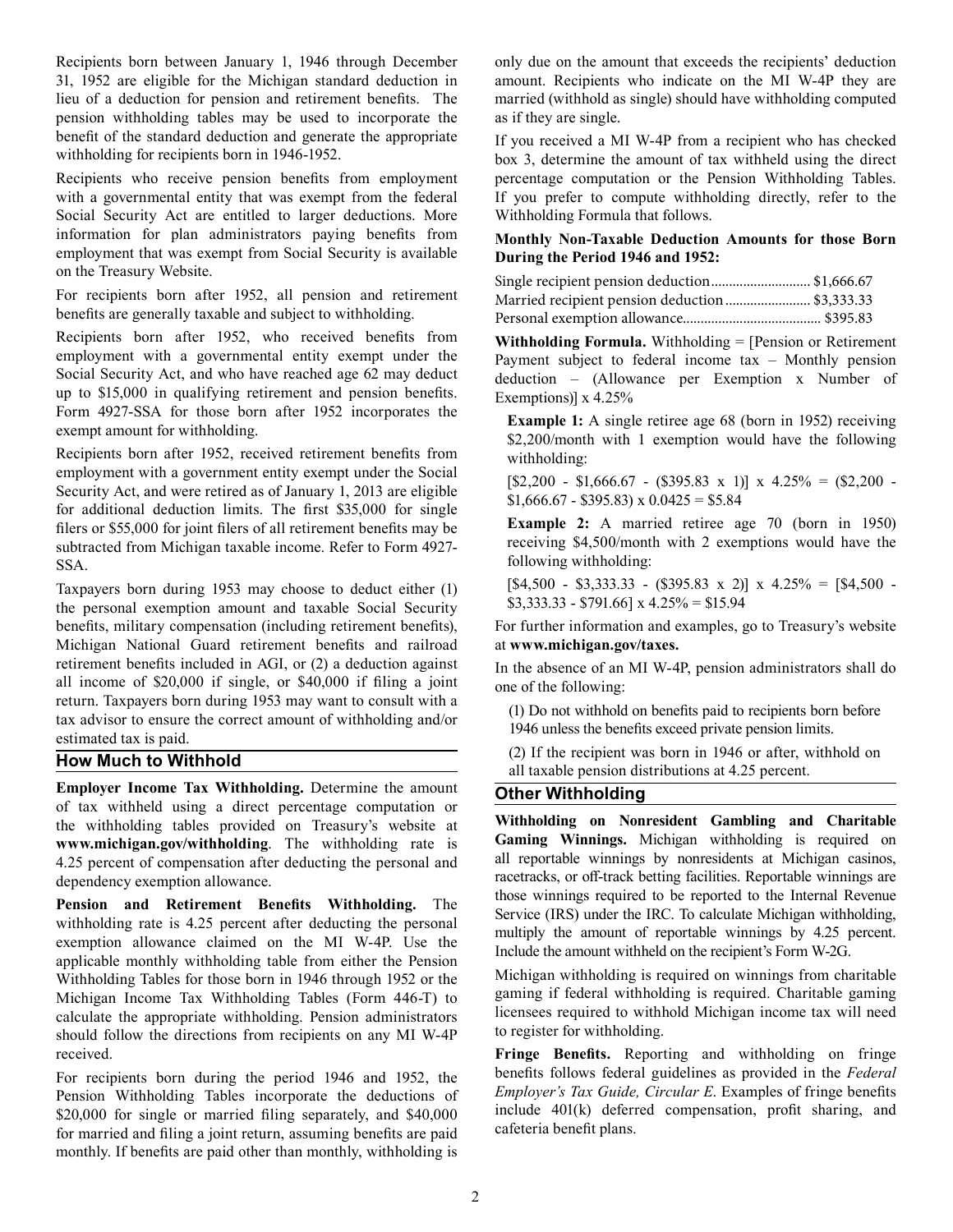Recipients born between January 1, 1946 through December 31, 1952 are eligible for the Michigan standard deduction in lieu of a deduction for pension and retirement benefits. The pension withholding tables may be used to incorporate the benefit of the standard deduction and generate the appropriate withholding for recipients born in 1946-1952.

Recipients who receive pension benefits from employment with a governmental entity that was exempt from the federal Social Security Act are entitled to larger deductions. More information for plan administrators paying benefits from employment that was exempt from Social Security is available on the Treasury Website.

For recipients born after 1952, all pension and retirement benefits are generally taxable and subject to withholding.

Recipients born after 1952, who received benefits from employment with a governmental entity exempt under the Social Security Act, and who have reached age 62 may deduct up to $15,000 in qualifying retirement and pension benefits. Form 4927-SSA for those born after 1952 incorporates the exempt amount for withholding.

Recipients born after 1952, received retirement benefits from employment with a government entity exempt under the Social Security Act, and were retired as of January 1, 2013 are eligible for additional deduction limits. The first $35,000 for single filers or $55,000 for joint filers of all retirement benefits may be subtracted from Michigan taxable income. Refer to Form 4927-SSA.

Taxpayers born during 1953 may choose to deduct either (1) the personal exemption amount and taxable Social Security benefits, military compensation (including retirement benefits), Michigan National Guard retirement benefits and railroad retirement benefits included in AGI, or (2) a deduction against all income of $20,000 if single, or $40,000 if filing a joint return. Taxpayers born during 1953 may want to consult with a tax advisor to ensure the correct amount of withholding and/or estimated tax is paid.

## How Much to Withhold

**Employer Income Tax Withholding.** Determine the amount of tax withheld using a direct percentage computation or the withholding tables provided on Treasury's website at **www.michigan.gov/withholding**. The withholding rate is 4.25 percent of compensation after deducting the personal and dependency exemption allowance.

**Pension and Retirement Benefits Withholding.** The withholding rate is 4.25 percent after deducting the personal exemption allowance claimed on the MI W-4P. Use the applicable monthly withholding table from either the Pension Withholding Tables for those born in 1946 through 1952 or the Michigan Income Tax Withholding Tables (Form 446-T) to calculate the appropriate withholding. Pension administrators should follow the directions from recipients on any MI W-4P received.

For recipients born during the period 1946 and 1952, the Pension Withholding Tables incorporate the deductions of $20,000 for single or married filing separately, and $40,000 for married and filing a joint return, assuming benefits are paid monthly. If benefits are paid other than monthly, withholding is only due on the amount that exceeds the recipients' deduction amount. Recipients who indicate on the MI W-4P they are married (withhold as single) should have withholding computed as if they are single.

If you received a MI W-4P from a recipient who has checked box 3, determine the amount of tax withheld using the direct percentage computation or the Pension Withholding Tables. If you prefer to compute withholding directly, refer to the Withholding Formula that follows.

**Monthly Non-Taxable Deduction Amounts for those Born During the Period 1946 and 1952:**

Single recipient pension deduction............................ $1,666.67
Married recipient pension deduction........................ $3,333.33
Personal exemption allowance...................................... $395.83

**Withholding Formula.** Withholding = [Pension or Retirement Payment subject to federal income tax – Monthly pension deduction – (Allowance per Exemption x Number of Exemptions)] x 4.25%

**Example 1:** A single retiree age 68 (born in 1952) receiving $2,200/month with 1 exemption would have the following withholding:

[$2,200 - $1,666.67 - ($395.83 x 1)] x 4.25% = ($2,200 - $1,666.67 - $395.83) x 0.0425 = $5.84

**Example 2:** A married retiree age 70 (born in 1950) receiving $4,500/month with 2 exemptions would have the following withholding:

[$4,500 - $3,333.33 - ($395.83 x 2)] x 4.25% = [$4,500 - $3,333.33 - $791.66] x 4.25% = $15.94

For further information and examples, go to Treasury's website at **www.michigan.gov/taxes.**

In the absence of an MI W-4P, pension administrators shall do one of the following:

(1) Do not withhold on benefits paid to recipients born before 1946 unless the benefits exceed private pension limits.

(2) If the recipient was born in 1946 or after, withhold on all taxable pension distributions at 4.25 percent.

## Other Withholding

**Withholding on Nonresident Gambling and Charitable Gaming Winnings.** Michigan withholding is required on all reportable winnings by nonresidents at Michigan casinos, racetracks, or off-track betting facilities. Reportable winnings are those winnings required to be reported to the Internal Revenue Service (IRS) under the IRC. To calculate Michigan withholding, multiply the amount of reportable winnings by 4.25 percent. Include the amount withheld on the recipient's Form W-2G.

Michigan withholding is required on winnings from charitable gaming if federal withholding is required. Charitable gaming licensees required to withhold Michigan income tax will need to register for withholding.

**Fringe Benefits.** Reporting and withholding on fringe benefits follows federal guidelines as provided in the *Federal Employer's Tax Guide, Circular E*. Examples of fringe benefits include 401(k) deferred compensation, profit sharing, and cafeteria benefit plans.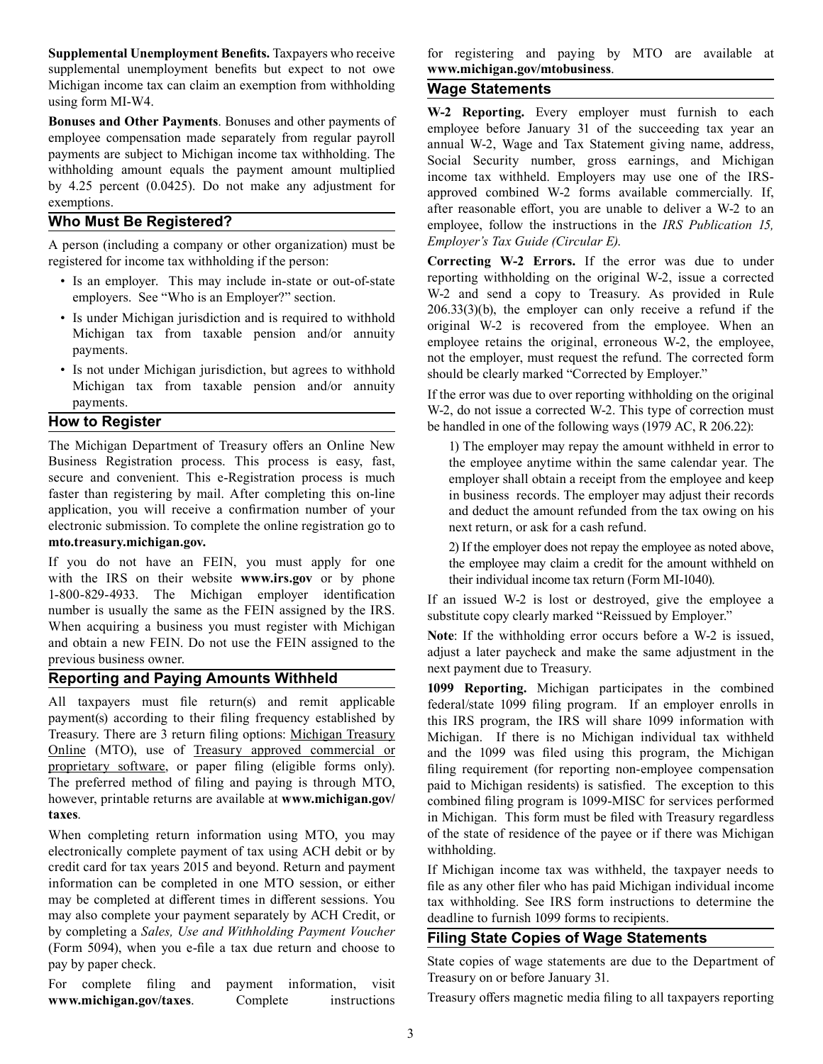**Supplemental Unemployment Benefits.** Taxpayers who receive supplemental unemployment benefits but expect to not owe Michigan income tax can claim an exemption from withholding using form MI-W4.

**Bonuses and Other Payments**. Bonuses and other payments of employee compensation made separately from regular payroll payments are subject to Michigan income tax withholding. The withholding amount equals the payment amount multiplied by 4.25 percent (0.0425). Do not make any adjustment for exemptions.

## Who Must Be Registered?

A person (including a company or other organization) must be registered for income tax withholding if the person:

- Is an employer. This may include in-state or out-of-state employers. See "Who is an Employer?" section.
- Is under Michigan jurisdiction and is required to withhold Michigan tax from taxable pension and/or annuity payments.
- Is not under Michigan jurisdiction, but agrees to withhold Michigan tax from taxable pension and/or annuity payments.

## How to Register

The Michigan Department of Treasury offers an Online New Business Registration process. This process is easy, fast, secure and convenient. This e-Registration process is much faster than registering by mail. After completing this on-line application, you will receive a confirmation number of your electronic submission. To complete the online registration go to **mto.treasury.michigan.gov.**

If you do not have an FEIN, you must apply for one with the IRS on their website **www.irs.gov** or by phone 1-800-829-4933. The Michigan employer identification number is usually the same as the FEIN assigned by the IRS. When acquiring a business you must register with Michigan and obtain a new FEIN. Do not use the FEIN assigned to the previous business owner.

## Reporting and Paying Amounts Withheld

All taxpayers must file return(s) and remit applicable payment(s) according to their filing frequency established by Treasury. There are 3 return filing options: Michigan Treasury Online (MTO), use of Treasury approved commercial or proprietary software, or paper filing (eligible forms only). The preferred method of filing and paying is through MTO, however, printable returns are available at **www.michigan.gov/taxes**.

When completing return information using MTO, you may electronically complete payment of tax using ACH debit or by credit card for tax years 2015 and beyond. Return and payment information can be completed in one MTO session, or either may be completed at different times in different sessions. You may also complete your payment separately by ACH Credit, or by completing a *Sales, Use and Withholding Payment Voucher* (Form 5094), when you e-file a tax due return and choose to pay by paper check.

For complete filing and payment information, visit **www.michigan.gov/taxes**. Complete instructions for registering and paying by MTO are available at **www.michigan.gov/mtobusiness**.

## Wage Statements

**W-2 Reporting.** Every employer must furnish to each employee before January 31 of the succeeding tax year an annual W-2, Wage and Tax Statement giving name, address, Social Security number, gross earnings, and Michigan income tax withheld. Employers may use one of the IRS-approved combined W-2 forms available commercially. If, after reasonable effort, you are unable to deliver a W-2 to an employee, follow the instructions in the *IRS Publication 15, Employer's Tax Guide (Circular E)*.

**Correcting W-2 Errors.** If the error was due to under reporting withholding on the original W-2, issue a corrected W-2 and send a copy to Treasury. As provided in Rule 206.33(3)(b), the employer can only receive a refund if the original W-2 is recovered from the employee. When an employee retains the original, erroneous W-2, the employee, not the employer, must request the refund. The corrected form should be clearly marked "Corrected by Employer."

If the error was due to over reporting withholding on the original W-2, do not issue a corrected W-2. This type of correction must be handled in one of the following ways (1979 AC, R 206.22):

1) The employer may repay the amount withheld in error to the employee anytime within the same calendar year. The employer shall obtain a receipt from the employee and keep in business records. The employer may adjust their records and deduct the amount refunded from the tax owing on his next return, or ask for a cash refund.

2) If the employer does not repay the employee as noted above, the employee may claim a credit for the amount withheld on their individual income tax return (Form MI-1040).

If an issued W-2 is lost or destroyed, give the employee a substitute copy clearly marked "Reissued by Employer."

**Note**: If the withholding error occurs before a W-2 is issued, adjust a later paycheck and make the same adjustment in the next payment due to Treasury.

**1099 Reporting.** Michigan participates in the combined federal/state 1099 filing program. If an employer enrolls in this IRS program, the IRS will share 1099 information with Michigan. If there is no Michigan individual tax withheld and the 1099 was filed using this program, the Michigan filing requirement (for reporting non-employee compensation paid to Michigan residents) is satisfied. The exception to this combined filing program is 1099-MISC for services performed in Michigan. This form must be filed with Treasury regardless of the state of residence of the payee or if there was Michigan withholding.

If Michigan income tax was withheld, the taxpayer needs to file as any other filer who has paid Michigan individual income tax withholding. See IRS form instructions to determine the deadline to furnish 1099 forms to recipients.

## Filing State Copies of Wage Statements

State copies of wage statements are due to the Department of Treasury on or before January 31.

Treasury offers magnetic media filing to all taxpayers reporting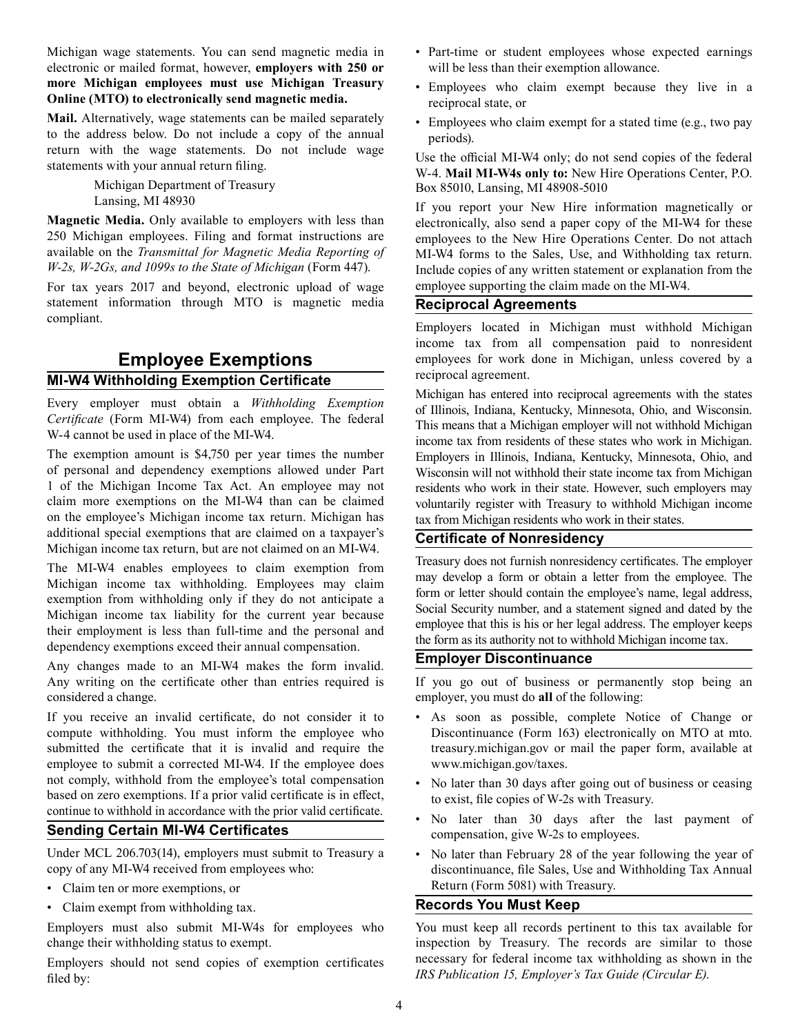Michigan wage statements. You can send magnetic media in electronic or mailed format, however, **employers with 250 or more Michigan employees must use Michigan Treasury Online (MTO) to electronically send magnetic media.**

**Mail.** Alternatively, wage statements can be mailed separately to the address below. Do not include a copy of the annual return with the wage statements. Do not include wage statements with your annual return filing.

> Michigan Department of Treasury
> Lansing, MI 48930

**Magnetic Media.** Only available to employers with less than 250 Michigan employees. Filing and format instructions are available on the *Transmittal for Magnetic Media Reporting of W-2s, W-2Gs, and 1099s to the State of Michigan* (Form 447).

For tax years 2017 and beyond, electronic upload of wage statement information through MTO is magnetic media compliant.

# Employee Exemptions

## MI-W4 Withholding Exemption Certificate

Every employer must obtain a *Withholding Exemption Certificate* (Form MI-W4) from each employee. The federal W-4 cannot be used in place of the MI-W4.

The exemption amount is $4,750 per year times the number of personal and dependency exemptions allowed under Part 1 of the Michigan Income Tax Act. An employee may not claim more exemptions on the MI-W4 than can be claimed on the employee's Michigan income tax return. Michigan has additional special exemptions that are claimed on a taxpayer's Michigan income tax return, but are not claimed on an MI-W4.

The MI-W4 enables employees to claim exemption from Michigan income tax withholding. Employees may claim exemption from withholding only if they do not anticipate a Michigan income tax liability for the current year because their employment is less than full-time and the personal and dependency exemptions exceed their annual compensation.

Any changes made to an MI-W4 makes the form invalid. Any writing on the certificate other than entries required is considered a change.

If you receive an invalid certificate, do not consider it to compute withholding. You must inform the employee who submitted the certificate that it is invalid and require the employee to submit a corrected MI-W4. If the employee does not comply, withhold from the employee's total compensation based on zero exemptions. If a prior valid certificate is in effect, continue to withhold in accordance with the prior valid certificate.

## Sending Certain MI-W4 Certificates

Under MCL 206.703(14), employers must submit to Treasury a copy of any MI-W4 received from employees who:

- Claim ten or more exemptions, or
- Claim exempt from withholding tax.

Employers must also submit MI-W4s for employees who change their withholding status to exempt.

Employers should not send copies of exemption certificates filed by:

- Part-time or student employees whose expected earnings will be less than their exemption allowance.
- Employees who claim exempt because they live in a reciprocal state, or
- Employees who claim exempt for a stated time (e.g., two pay periods).

Use the official MI-W4 only; do not send copies of the federal W-4. **Mail MI-W4s only to:** New Hire Operations Center, P.O. Box 85010, Lansing, MI 48908-5010

If you report your New Hire information magnetically or electronically, also send a paper copy of the MI-W4 for these employees to the New Hire Operations Center. Do not attach MI-W4 forms to the Sales, Use, and Withholding tax return. Include copies of any written statement or explanation from the employee supporting the claim made on the MI-W4.

## Reciprocal Agreements

Employers located in Michigan must withhold Michigan income tax from all compensation paid to nonresident employees for work done in Michigan, unless covered by a reciprocal agreement.

Michigan has entered into reciprocal agreements with the states of Illinois, Indiana, Kentucky, Minnesota, Ohio, and Wisconsin. This means that a Michigan employer will not withhold Michigan income tax from residents of these states who work in Michigan. Employers in Illinois, Indiana, Kentucky, Minnesota, Ohio, and Wisconsin will not withhold their state income tax from Michigan residents who work in their state. However, such employers may voluntarily register with Treasury to withhold Michigan income tax from Michigan residents who work in their states.

## Certificate of Nonresidency

Treasury does not furnish nonresidency certificates. The employer may develop a form or obtain a letter from the employee. The form or letter should contain the employee's name, legal address, Social Security number, and a statement signed and dated by the employee that this is his or her legal address. The employer keeps the form as its authority not to withhold Michigan income tax.

## Employer Discontinuance

If you go out of business or permanently stop being an employer, you must do **all** of the following:

- As soon as possible, complete Notice of Change or Discontinuance (Form 163) electronically on MTO at mto.treasury.michigan.gov or mail the paper form, available at www.michigan.gov/taxes.
- No later than 30 days after going out of business or ceasing to exist, file copies of W-2s with Treasury.
- No later than 30 days after the last payment of compensation, give W-2s to employees.
- No later than February 28 of the year following the year of discontinuance, file Sales, Use and Withholding Tax Annual Return (Form 5081) with Treasury.

## Records You Must Keep

You must keep all records pertinent to this tax available for inspection by Treasury. The records are similar to those necessary for federal income tax withholding as shown in the *IRS Publication 15, Employer's Tax Guide (Circular E).*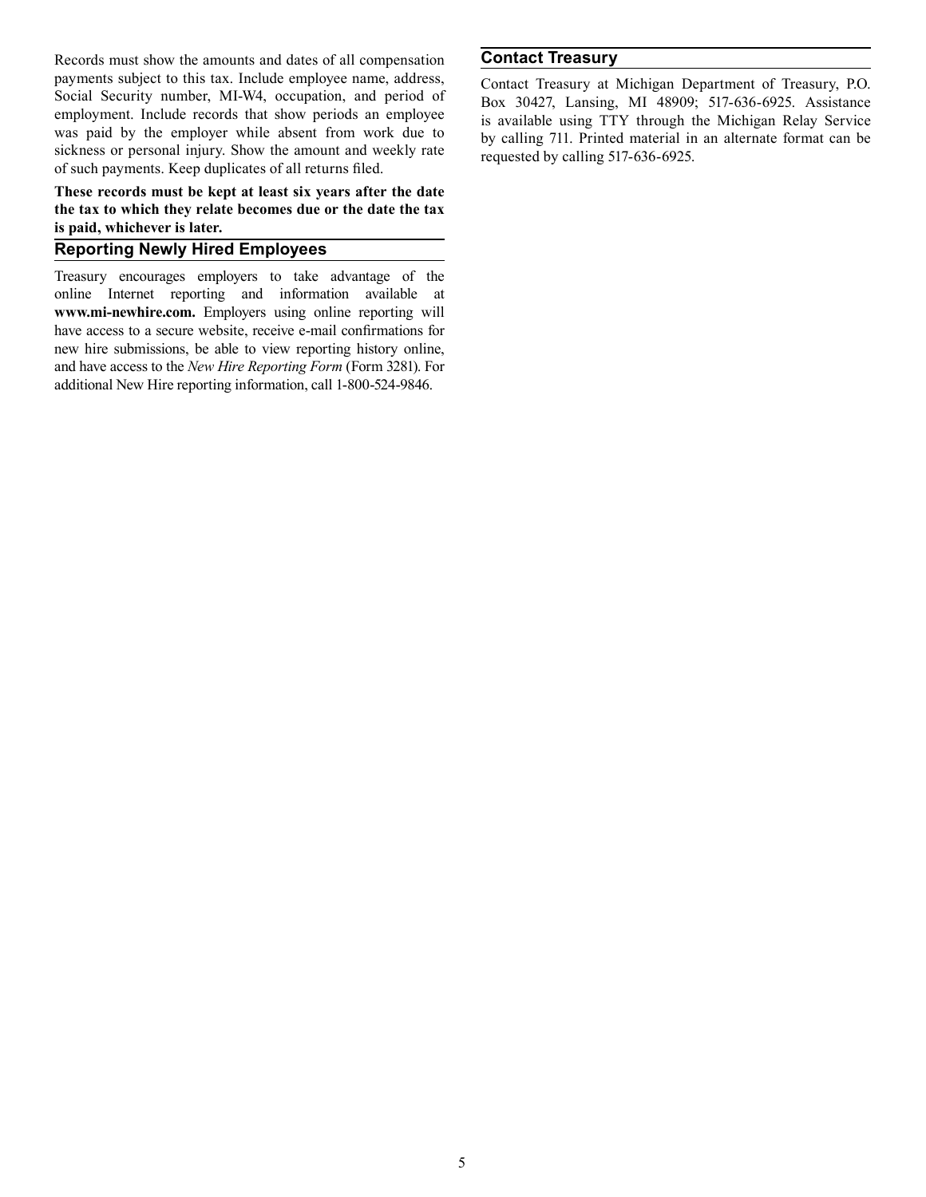Records must show the amounts and dates of all compensation payments subject to this tax. Include employee name, address, Social Security number, MI-W4, occupation, and period of employment. Include records that show periods an employee was paid by the employer while absent from work due to sickness or personal injury. Show the amount and weekly rate of such payments. Keep duplicates of all returns filed.

**These records must be kept at least six years after the date the tax to which they relate becomes due or the date the tax is paid, whichever is later.**

## Reporting Newly Hired Employees

Treasury encourages employers to take advantage of the online Internet reporting and information available at **www.mi-newhire.com.** Employers using online reporting will have access to a secure website, receive e-mail confirmations for new hire submissions, be able to view reporting history online, and have access to the *New Hire Reporting Form* (Form 3281). For additional New Hire reporting information, call 1-800-524-9846.

## Contact Treasury

Contact Treasury at Michigan Department of Treasury, P.O. Box 30427, Lansing, MI 48909; 517-636-6925. Assistance is available using TTY through the Michigan Relay Service by calling 711. Printed material in an alternate format can be requested by calling 517-636-6925.